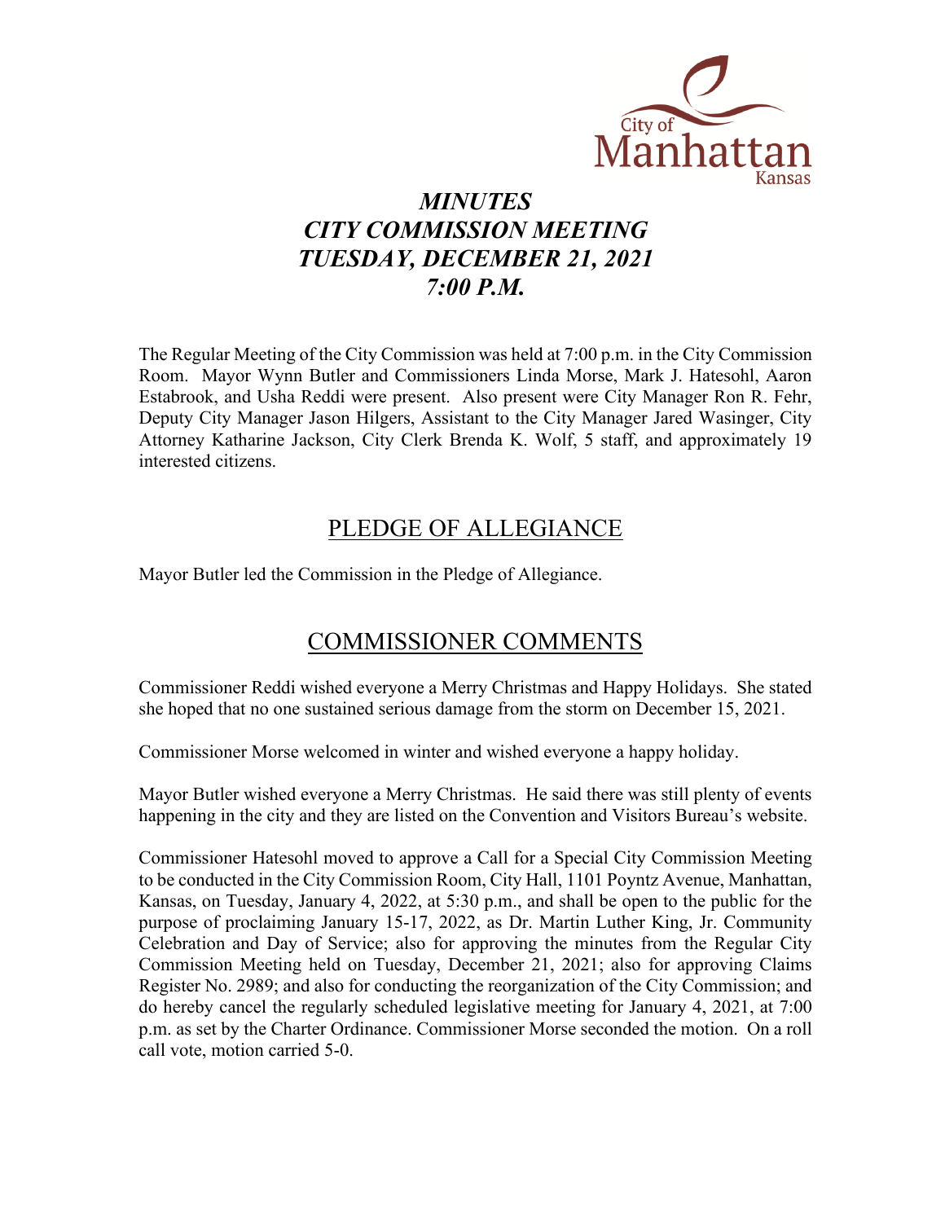# *MINUTES*
# *CITY COMMISSION MEETING*
# *TUESDAY, DECEMBER 21, 2021*
# *7:00 P.M.*

The Regular Meeting of the City Commission was held at 7:00 p.m. in the City Commission Room. Mayor Wynn Butler and Commissioners Linda Morse, Mark J. Hatesohl, Aaron Estabrook, and Usha Reddi were present. Also present were City Manager Ron R. Fehr, Deputy City Manager Jason Hilgers, Assistant to the City Manager Jared Wasinger, City Attorney Katharine Jackson, City Clerk Brenda K. Wolf, 5 staff, and approximately 19 interested citizens.

## PLEDGE OF ALLEGIANCE

Mayor Butler led the Commission in the Pledge of Allegiance.

## COMMISSIONER COMMENTS

Commissioner Reddi wished everyone a Merry Christmas and Happy Holidays. She stated she hoped that no one sustained serious damage from the storm on December 15, 2021.

Commissioner Morse welcomed in winter and wished everyone a happy holiday.

Mayor Butler wished everyone a Merry Christmas. He said there was still plenty of events happening in the city and they are listed on the Convention and Visitors Bureau's website.

Commissioner Hatesohl moved to approve a Call for a Special City Commission Meeting to be conducted in the City Commission Room, City Hall, 1101 Poyntz Avenue, Manhattan, Kansas, on Tuesday, January 4, 2022, at 5:30 p.m., and shall be open to the public for the purpose of proclaiming January 15-17, 2022, as Dr. Martin Luther King, Jr. Community Celebration and Day of Service; also for approving the minutes from the Regular City Commission Meeting held on Tuesday, December 21, 2021; also for approving Claims Register No. 2989; and also for conducting the reorganization of the City Commission; and do hereby cancel the regularly scheduled legislative meeting for January 4, 2021, at 7:00 p.m. as set by the Charter Ordinance. Commissioner Morse seconded the motion. On a roll call vote, motion carried 5-0.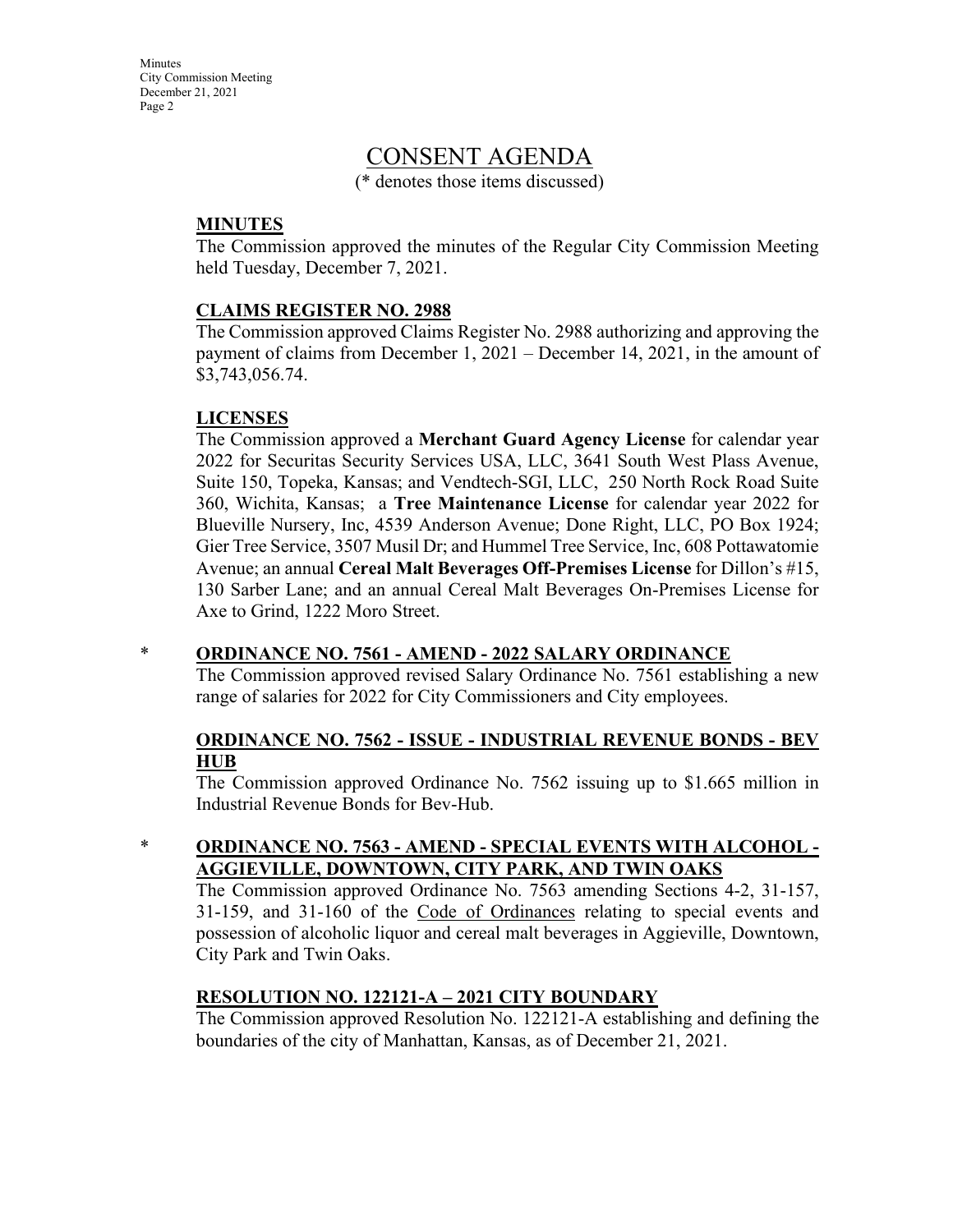# CONSENT AGENDA

(* denotes those items discussed)

## MINUTES

The Commission approved the minutes of the Regular City Commission Meeting held Tuesday, December 7, 2021.

## CLAIMS REGISTER NO. 2988

The Commission approved Claims Register No. 2988 authorizing and approving the payment of claims from December 1, 2021 – December 14, 2021, in the amount of $3,743,056.74.

## LICENSES

The Commission approved a **Merchant Guard Agency License** for calendar year 2022 for Securitas Security Services USA, LLC, 3641 South West Plass Avenue, Suite 150, Topeka, Kansas; and Vendtech-SGI, LLC, 250 North Rock Road Suite 360, Wichita, Kansas; a **Tree Maintenance License** for calendar year 2022 for Blueville Nursery, Inc, 4539 Anderson Avenue; Done Right, LLC, PO Box 1924; Gier Tree Service, 3507 Musil Dr; and Hummel Tree Service, Inc, 608 Pottawatomie Avenue; an annual **Cereal Malt Beverages Off-Premises License** for Dillon's #15, 130 Sarber Lane; and an annual Cereal Malt Beverages On-Premises License for Axe to Grind, 1222 Moro Street.

## * ORDINANCE NO. 7561 - AMEND - 2022 SALARY ORDINANCE

The Commission approved revised Salary Ordinance No. 7561 establishing a new range of salaries for 2022 for City Commissioners and City employees.

## ORDINANCE NO. 7562 - ISSUE - INDUSTRIAL REVENUE BONDS - BEV HUB

The Commission approved Ordinance No. 7562 issuing up to $1.665 million in Industrial Revenue Bonds for Bev-Hub.

## * ORDINANCE NO. 7563 - AMEND - SPECIAL EVENTS WITH ALCOHOL - AGGIEVILLE, DOWNTOWN, CITY PARK, AND TWIN OAKS

The Commission approved Ordinance No. 7563 amending Sections 4-2, 31-157, 31-159, and 31-160 of the Code of Ordinances relating to special events and possession of alcoholic liquor and cereal malt beverages in Aggieville, Downtown, City Park and Twin Oaks.

## RESOLUTION NO. 122121-A – 2021 CITY BOUNDARY

The Commission approved Resolution No. 122121-A establishing and defining the boundaries of the city of Manhattan, Kansas, as of December 21, 2021.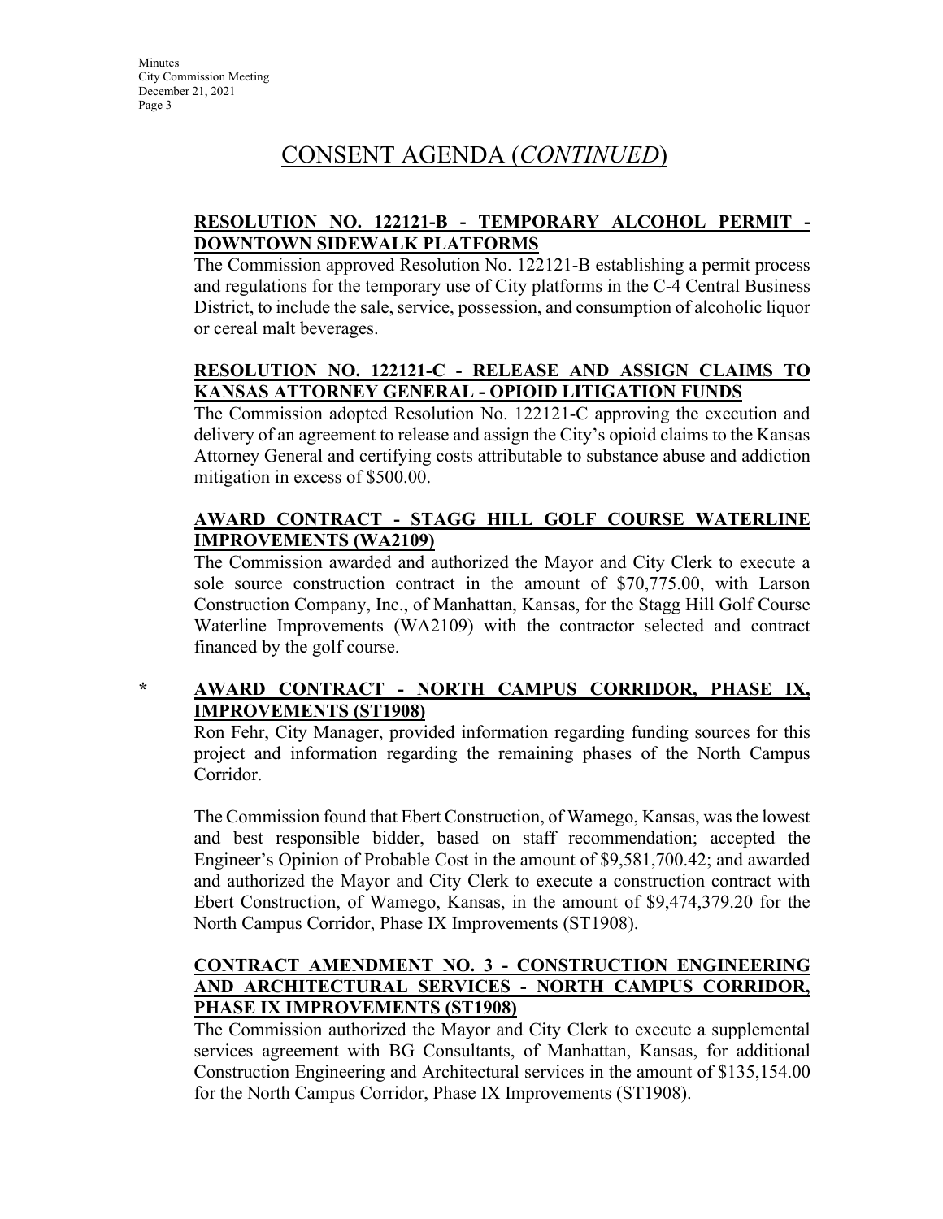# CONSENT AGENDA (*CONTINUED*)

**RESOLUTION NO. 122121-B - TEMPORARY ALCOHOL PERMIT - DOWNTOWN SIDEWALK PLATFORMS**

The Commission approved Resolution No. 122121-B establishing a permit process and regulations for the temporary use of City platforms in the C-4 Central Business District, to include the sale, service, possession, and consumption of alcoholic liquor or cereal malt beverages.

**RESOLUTION NO. 122121-C - RELEASE AND ASSIGN CLAIMS TO KANSAS ATTORNEY GENERAL - OPIOID LITIGATION FUNDS**

The Commission adopted Resolution No. 122121-C approving the execution and delivery of an agreement to release and assign the City's opioid claims to the Kansas Attorney General and certifying costs attributable to substance abuse and addiction mitigation in excess of $500.00.

**AWARD CONTRACT - STAGG HILL GOLF COURSE WATERLINE IMPROVEMENTS (WA2109)**

The Commission awarded and authorized the Mayor and City Clerk to execute a sole source construction contract in the amount of $70,775.00, with Larson Construction Company, Inc., of Manhattan, Kansas, for the Stagg Hill Golf Course Waterline Improvements (WA2109) with the contractor selected and contract financed by the golf course.

\* **AWARD CONTRACT - NORTH CAMPUS CORRIDOR, PHASE IX, IMPROVEMENTS (ST1908)**

Ron Fehr, City Manager, provided information regarding funding sources for this project and information regarding the remaining phases of the North Campus Corridor.

The Commission found that Ebert Construction, of Wamego, Kansas, was the lowest and best responsible bidder, based on staff recommendation; accepted the Engineer's Opinion of Probable Cost in the amount of $9,581,700.42; and awarded and authorized the Mayor and City Clerk to execute a construction contract with Ebert Construction, of Wamego, Kansas, in the amount of $9,474,379.20 for the North Campus Corridor, Phase IX Improvements (ST1908).

**CONTRACT AMENDMENT NO. 3 - CONSTRUCTION ENGINEERING AND ARCHITECTURAL SERVICES - NORTH CAMPUS CORRIDOR, PHASE IX IMPROVEMENTS (ST1908)**

The Commission authorized the Mayor and City Clerk to execute a supplemental services agreement with BG Consultants, of Manhattan, Kansas, for additional Construction Engineering and Architectural services in the amount of $135,154.00 for the North Campus Corridor, Phase IX Improvements (ST1908).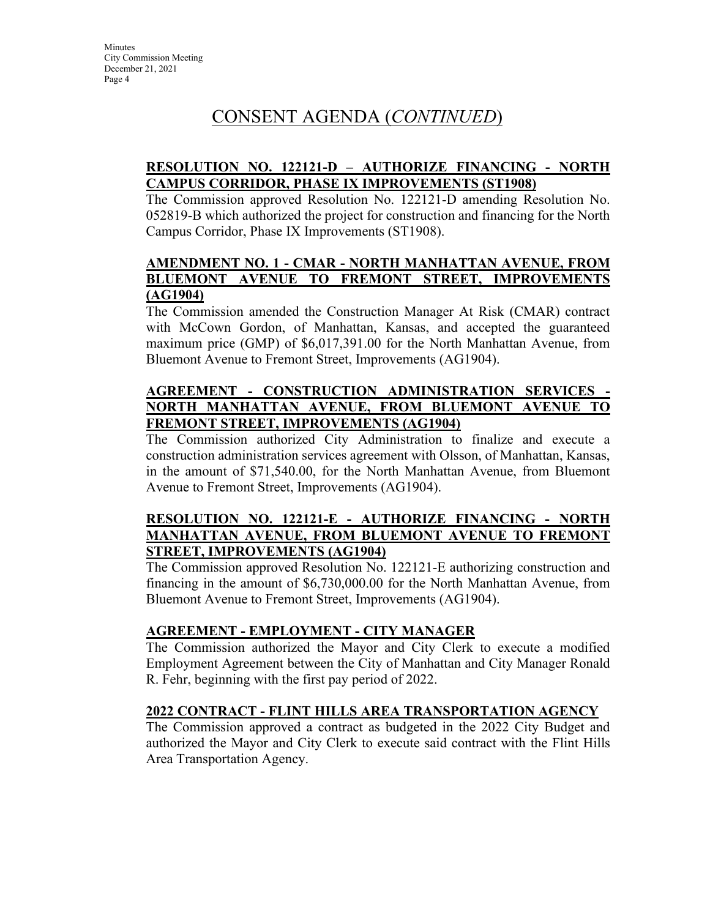# CONSENT AGENDA (*CONTINUED*)

**RESOLUTION NO. 122121-D – AUTHORIZE FINANCING - NORTH CAMPUS CORRIDOR, PHASE IX IMPROVEMENTS (ST1908)**

The Commission approved Resolution No. 122121-D amending Resolution No. 052819-B which authorized the project for construction and financing for the North Campus Corridor, Phase IX Improvements (ST1908).

**AMENDMENT NO. 1 - CMAR - NORTH MANHATTAN AVENUE, FROM BLUEMONT AVENUE TO FREMONT STREET, IMPROVEMENTS (AG1904)**

The Commission amended the Construction Manager At Risk (CMAR) contract with McCown Gordon, of Manhattan, Kansas, and accepted the guaranteed maximum price (GMP) of $6,017,391.00 for the North Manhattan Avenue, from Bluemont Avenue to Fremont Street, Improvements (AG1904).

**AGREEMENT - CONSTRUCTION ADMINISTRATION SERVICES - NORTH MANHATTAN AVENUE, FROM BLUEMONT AVENUE TO FREMONT STREET, IMPROVEMENTS (AG1904)**

The Commission authorized City Administration to finalize and execute a construction administration services agreement with Olsson, of Manhattan, Kansas, in the amount of $71,540.00, for the North Manhattan Avenue, from Bluemont Avenue to Fremont Street, Improvements (AG1904).

**RESOLUTION NO. 122121-E - AUTHORIZE FINANCING - NORTH MANHATTAN AVENUE, FROM BLUEMONT AVENUE TO FREMONT STREET, IMPROVEMENTS (AG1904)**

The Commission approved Resolution No. 122121-E authorizing construction and financing in the amount of $6,730,000.00 for the North Manhattan Avenue, from Bluemont Avenue to Fremont Street, Improvements (AG1904).

**AGREEMENT - EMPLOYMENT - CITY MANAGER**

The Commission authorized the Mayor and City Clerk to execute a modified Employment Agreement between the City of Manhattan and City Manager Ronald R. Fehr, beginning with the first pay period of 2022.

**2022 CONTRACT - FLINT HILLS AREA TRANSPORTATION AGENCY**

The Commission approved a contract as budgeted in the 2022 City Budget and authorized the Mayor and City Clerk to execute said contract with the Flint Hills Area Transportation Agency.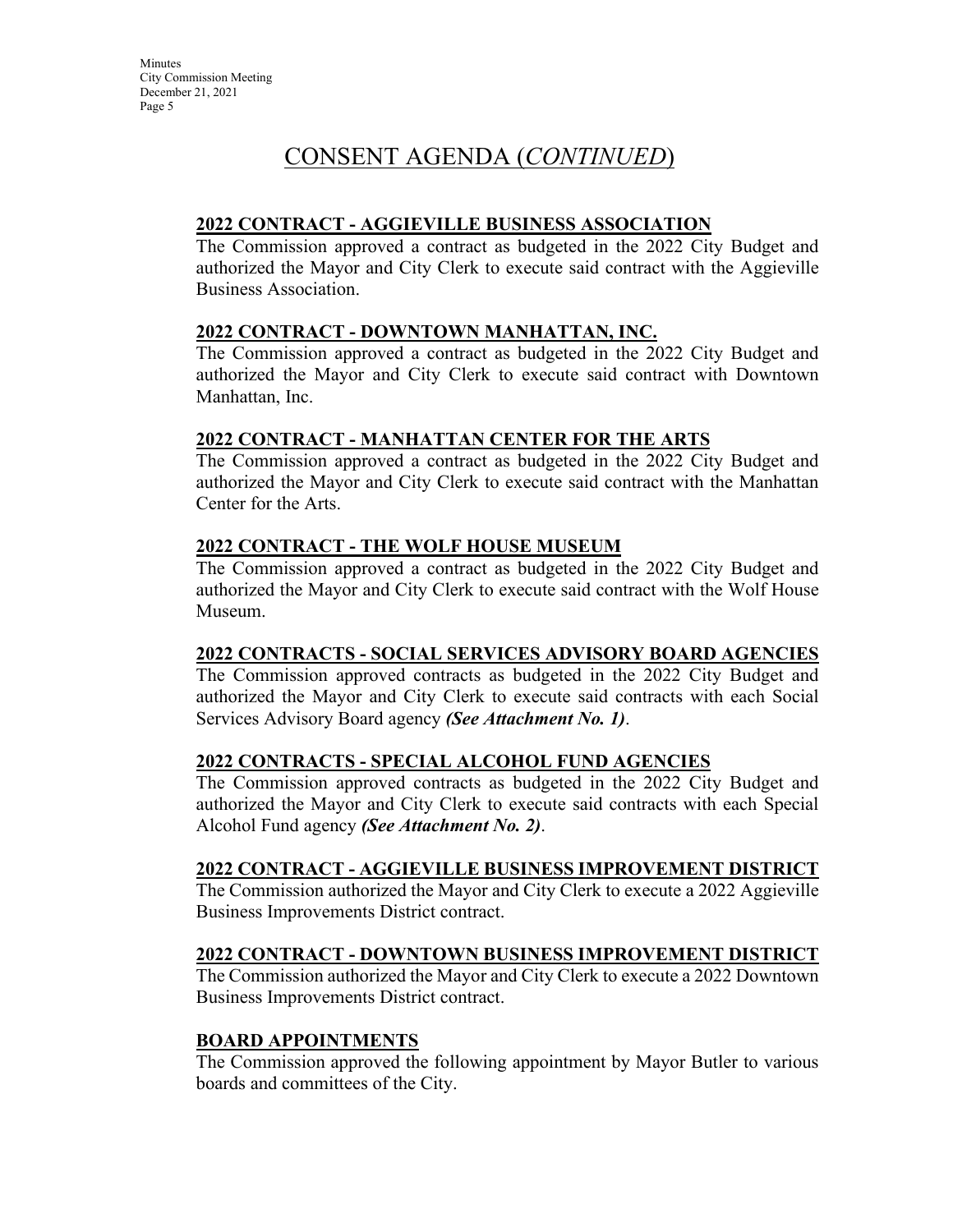# CONSENT AGENDA (*CONTINUED*)

**2022 CONTRACT - AGGIEVILLE BUSINESS ASSOCIATION**

The Commission approved a contract as budgeted in the 2022 City Budget and authorized the Mayor and City Clerk to execute said contract with the Aggieville Business Association.

**2022 CONTRACT - DOWNTOWN MANHATTAN, INC.**

The Commission approved a contract as budgeted in the 2022 City Budget and authorized the Mayor and City Clerk to execute said contract with Downtown Manhattan, Inc.

**2022 CONTRACT - MANHATTAN CENTER FOR THE ARTS**

The Commission approved a contract as budgeted in the 2022 City Budget and authorized the Mayor and City Clerk to execute said contract with the Manhattan Center for the Arts.

**2022 CONTRACT - THE WOLF HOUSE MUSEUM**

The Commission approved a contract as budgeted in the 2022 City Budget and authorized the Mayor and City Clerk to execute said contract with the Wolf House Museum.

**2022 CONTRACTS - SOCIAL SERVICES ADVISORY BOARD AGENCIES**

The Commission approved contracts as budgeted in the 2022 City Budget and authorized the Mayor and City Clerk to execute said contracts with each Social Services Advisory Board agency ***(See Attachment No. 1)***.

**2022 CONTRACTS - SPECIAL ALCOHOL FUND AGENCIES**

The Commission approved contracts as budgeted in the 2022 City Budget and authorized the Mayor and City Clerk to execute said contracts with each Special Alcohol Fund agency ***(See Attachment No. 2)***.

**2022 CONTRACT - AGGIEVILLE BUSINESS IMPROVEMENT DISTRICT**

The Commission authorized the Mayor and City Clerk to execute a 2022 Aggieville Business Improvements District contract.

**2022 CONTRACT - DOWNTOWN BUSINESS IMPROVEMENT DISTRICT**

The Commission authorized the Mayor and City Clerk to execute a 2022 Downtown Business Improvements District contract.

**BOARD APPOINTMENTS**

The Commission approved the following appointment by Mayor Butler to various boards and committees of the City.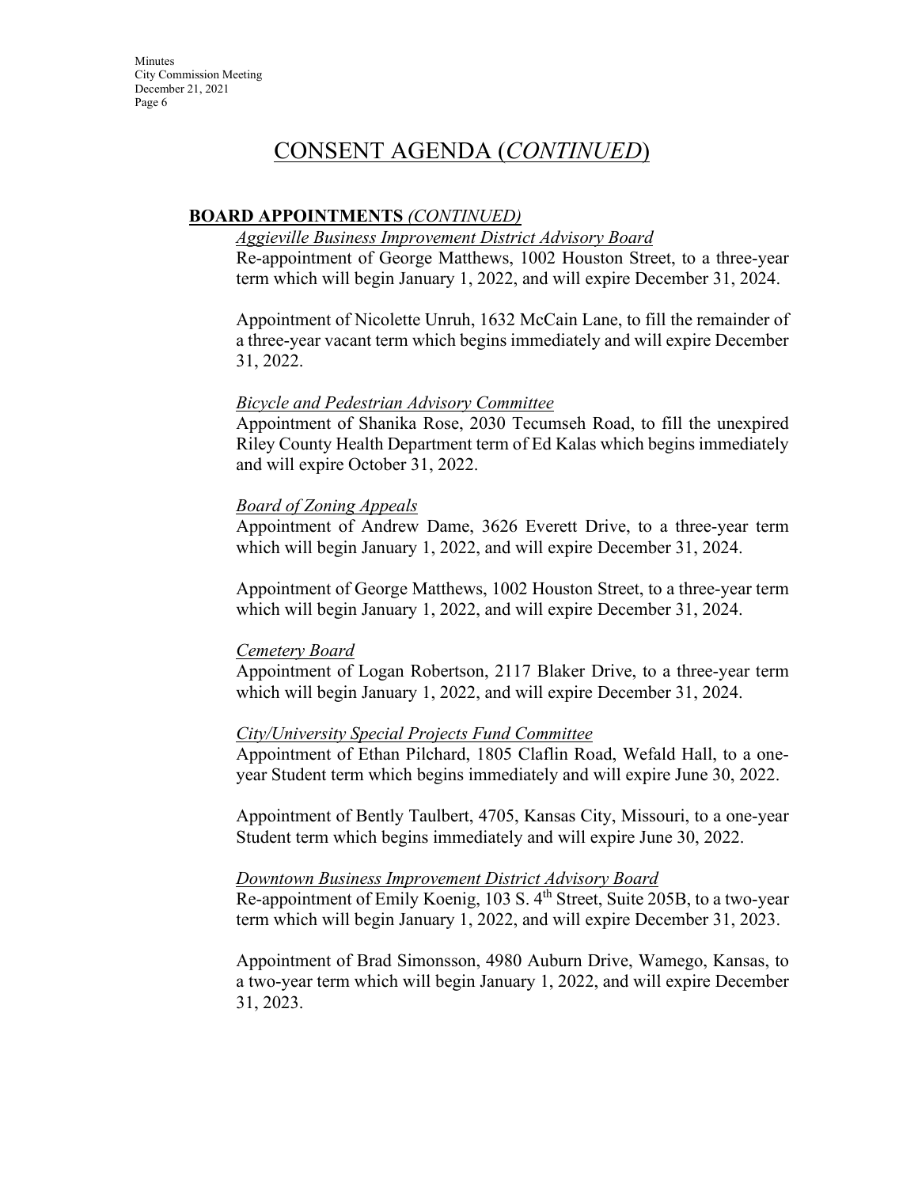# CONSENT AGENDA (*CONTINUED*)

**BOARD APPOINTMENTS** *(CONTINUED)*

*Aggieville Business Improvement District Advisory Board*

Re-appointment of George Matthews, 1002 Houston Street, to a three-year term which will begin January 1, 2022, and will expire December 31, 2024.

Appointment of Nicolette Unruh, 1632 McCain Lane, to fill the remainder of a three-year vacant term which begins immediately and will expire December 31, 2022.

*Bicycle and Pedestrian Advisory Committee*

Appointment of Shanika Rose, 2030 Tecumseh Road, to fill the unexpired Riley County Health Department term of Ed Kalas which begins immediately and will expire October 31, 2022.

*Board of Zoning Appeals*

Appointment of Andrew Dame, 3626 Everett Drive, to a three-year term which will begin January 1, 2022, and will expire December 31, 2024.

Appointment of George Matthews, 1002 Houston Street, to a three-year term which will begin January 1, 2022, and will expire December 31, 2024.

*Cemetery Board*

Appointment of Logan Robertson, 2117 Blaker Drive, to a three-year term which will begin January 1, 2022, and will expire December 31, 2024.

*City/University Special Projects Fund Committee*

Appointment of Ethan Pilchard, 1805 Claflin Road, Wefald Hall, to a one-year Student term which begins immediately and will expire June 30, 2022.

Appointment of Bently Taulbert, 4705, Kansas City, Missouri, to a one-year Student term which begins immediately and will expire June 30, 2022.

*Downtown Business Improvement District Advisory Board*

Re-appointment of Emily Koenig, 103 S. 4th Street, Suite 205B, to a two-year term which will begin January 1, 2022, and will expire December 31, 2023.

Appointment of Brad Simonsson, 4980 Auburn Drive, Wamego, Kansas, to a two-year term which will begin January 1, 2022, and will expire December 31, 2023.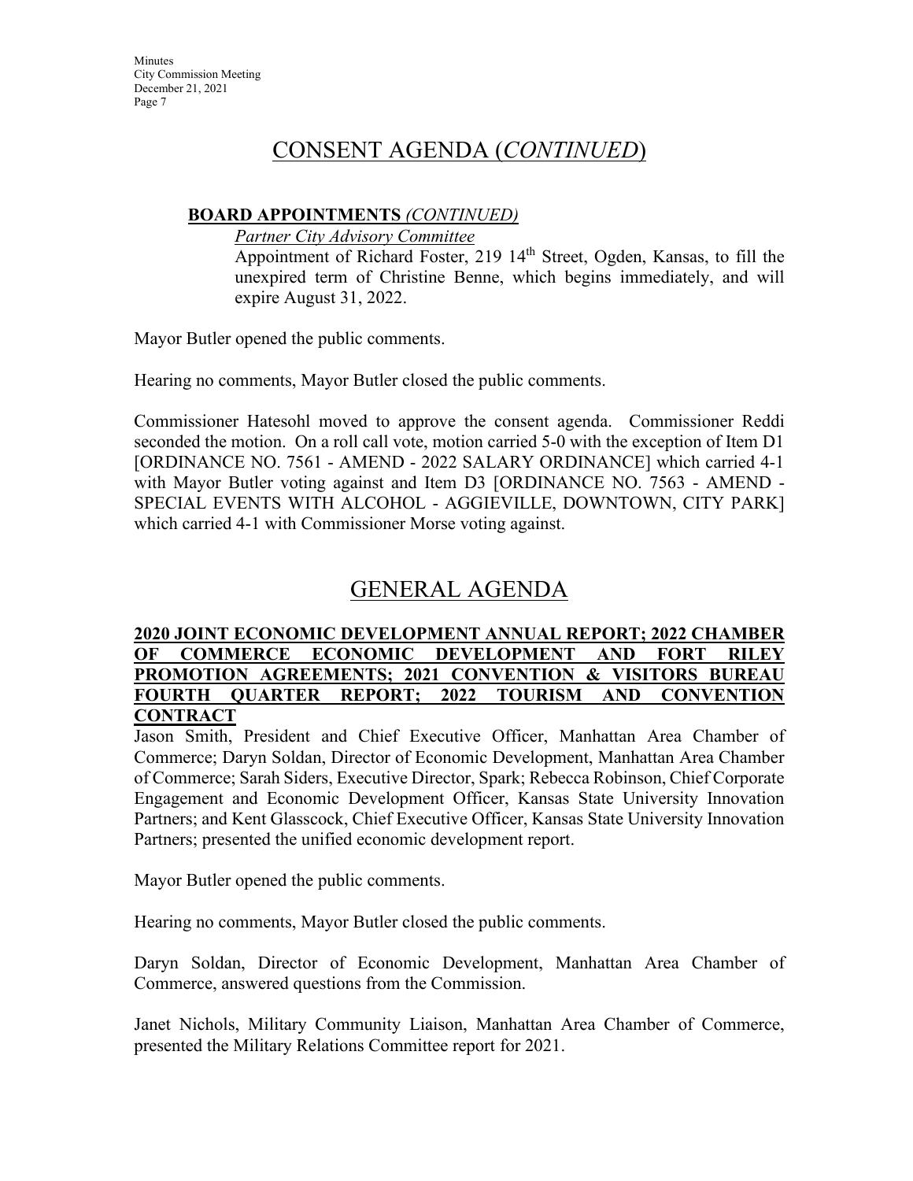# CONSENT AGENDA (*CONTINUED*)

**BOARD APPOINTMENTS** *(CONTINUED)*

*Partner City Advisory Committee*

Appointment of Richard Foster, 219 14th Street, Ogden, Kansas, to fill the unexpired term of Christine Benne, which begins immediately, and will expire August 31, 2022.

Mayor Butler opened the public comments.

Hearing no comments, Mayor Butler closed the public comments.

Commissioner Hatesohl moved to approve the consent agenda. Commissioner Reddi seconded the motion. On a roll call vote, motion carried 5-0 with the exception of Item D1 [ORDINANCE NO. 7561 - AMEND - 2022 SALARY ORDINANCE] which carried 4-1 with Mayor Butler voting against and Item D3 [ORDINANCE NO. 7563 - AMEND - SPECIAL EVENTS WITH ALCOHOL - AGGIEVILLE, DOWNTOWN, CITY PARK] which carried 4-1 with Commissioner Morse voting against.

# GENERAL AGENDA

**2020 JOINT ECONOMIC DEVELOPMENT ANNUAL REPORT; 2022 CHAMBER OF COMMERCE ECONOMIC DEVELOPMENT AND FORT RILEY PROMOTION AGREEMENTS; 2021 CONVENTION & VISITORS BUREAU FOURTH QUARTER REPORT; 2022 TOURISM AND CONVENTION CONTRACT**

Jason Smith, President and Chief Executive Officer, Manhattan Area Chamber of Commerce; Daryn Soldan, Director of Economic Development, Manhattan Area Chamber of Commerce; Sarah Siders, Executive Director, Spark; Rebecca Robinson, Chief Corporate Engagement and Economic Development Officer, Kansas State University Innovation Partners; and Kent Glasscock, Chief Executive Officer, Kansas State University Innovation Partners; presented the unified economic development report.

Mayor Butler opened the public comments.

Hearing no comments, Mayor Butler closed the public comments.

Daryn Soldan, Director of Economic Development, Manhattan Area Chamber of Commerce, answered questions from the Commission.

Janet Nichols, Military Community Liaison, Manhattan Area Chamber of Commerce, presented the Military Relations Committee report for 2021.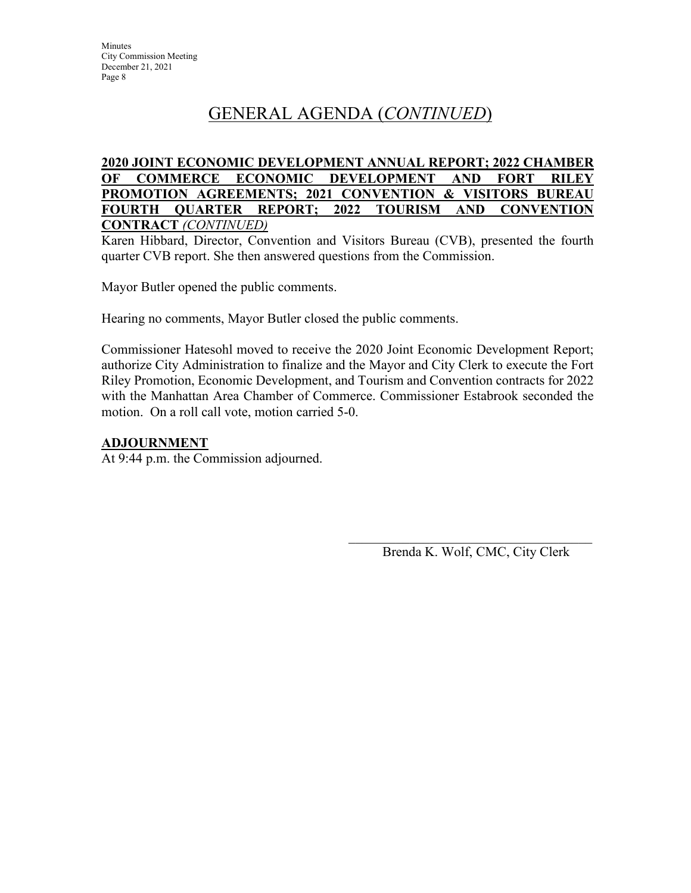# GENERAL AGENDA (*CONTINUED*)

**2020 JOINT ECONOMIC DEVELOPMENT ANNUAL REPORT; 2022 CHAMBER OF COMMERCE ECONOMIC DEVELOPMENT AND FORT RILEY PROMOTION AGREEMENTS; 2021 CONVENTION & VISITORS BUREAU FOURTH QUARTER REPORT; 2022 TOURISM AND CONVENTION CONTRACT** *(CONTINUED)*

Karen Hibbard, Director, Convention and Visitors Bureau (CVB), presented the fourth quarter CVB report. She then answered questions from the Commission.

Mayor Butler opened the public comments.

Hearing no comments, Mayor Butler closed the public comments.

Commissioner Hatesohl moved to receive the 2020 Joint Economic Development Report; authorize City Administration to finalize and the Mayor and City Clerk to execute the Fort Riley Promotion, Economic Development, and Tourism and Convention contracts for 2022 with the Manhattan Area Chamber of Commerce. Commissioner Estabrook seconded the motion. On a roll call vote, motion carried 5-0.

**ADJOURNMENT**

At 9:44 p.m. the Commission adjourned.

\_\_\_\_\_\_\_\_\_\_\_\_\_\_\_\_\_\_\_\_\_\_\_\_\_\_\_\_\_\_\_\_\_\_\_\_

Brenda K. Wolf, CMC, City Clerk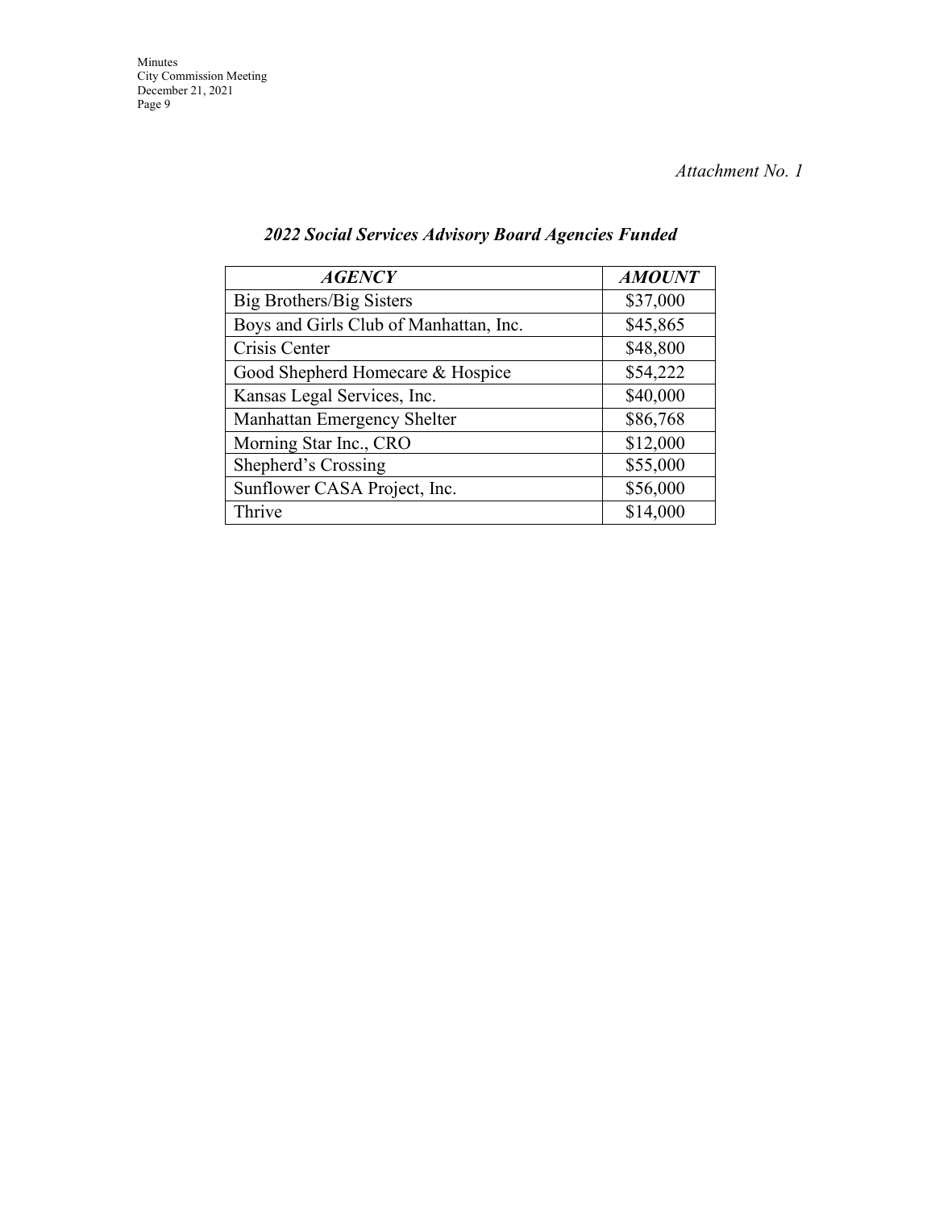*Attachment No. 1*

## *2022 Social Services Advisory Board Agencies Funded*

| ***AGENCY*** | ***AMOUNT*** |
|---|---|
| Big Brothers/Big Sisters | $37,000 |
| Boys and Girls Club of Manhattan, Inc. | $45,865 |
| Crisis Center | $48,800 |
| Good Shepherd Homecare & Hospice | $54,222 |
| Kansas Legal Services, Inc. | $40,000 |
| Manhattan Emergency Shelter | $86,768 |
| Morning Star Inc., CRO | $12,000 |
| Shepherd's Crossing | $55,000 |
| Sunflower CASA Project, Inc. | $56,000 |
| Thrive | $14,000 |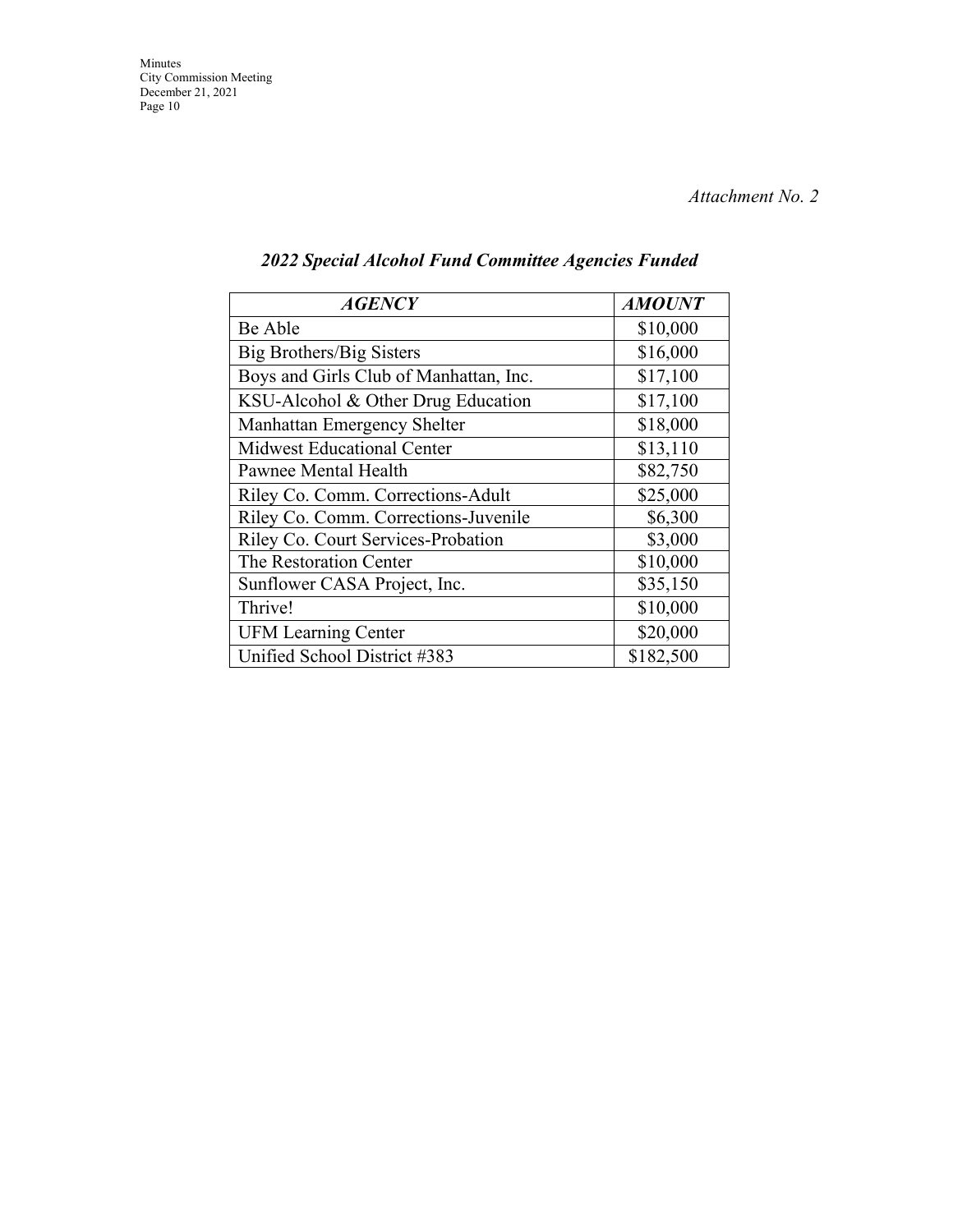*Attachment No. 2*

***2022 Special Alcohol Fund Committee Agencies Funded***

| ***AGENCY*** | ***AMOUNT*** |
|---|---|
| Be Able | $10,000 |
| Big Brothers/Big Sisters | $16,000 |
| Boys and Girls Club of Manhattan, Inc. | $17,100 |
| KSU-Alcohol & Other Drug Education | $17,100 |
| Manhattan Emergency Shelter | $18,000 |
| Midwest Educational Center | $13,110 |
| Pawnee Mental Health | $82,750 |
| Riley Co. Comm. Corrections-Adult | $25,000 |
| Riley Co. Comm. Corrections-Juvenile | $6,300 |
| Riley Co. Court Services-Probation | $3,000 |
| The Restoration Center | $10,000 |
| Sunflower CASA Project, Inc. | $35,150 |
| Thrive! | $10,000 |
| UFM Learning Center | $20,000 |
| Unified School District #383 | $182,500 |